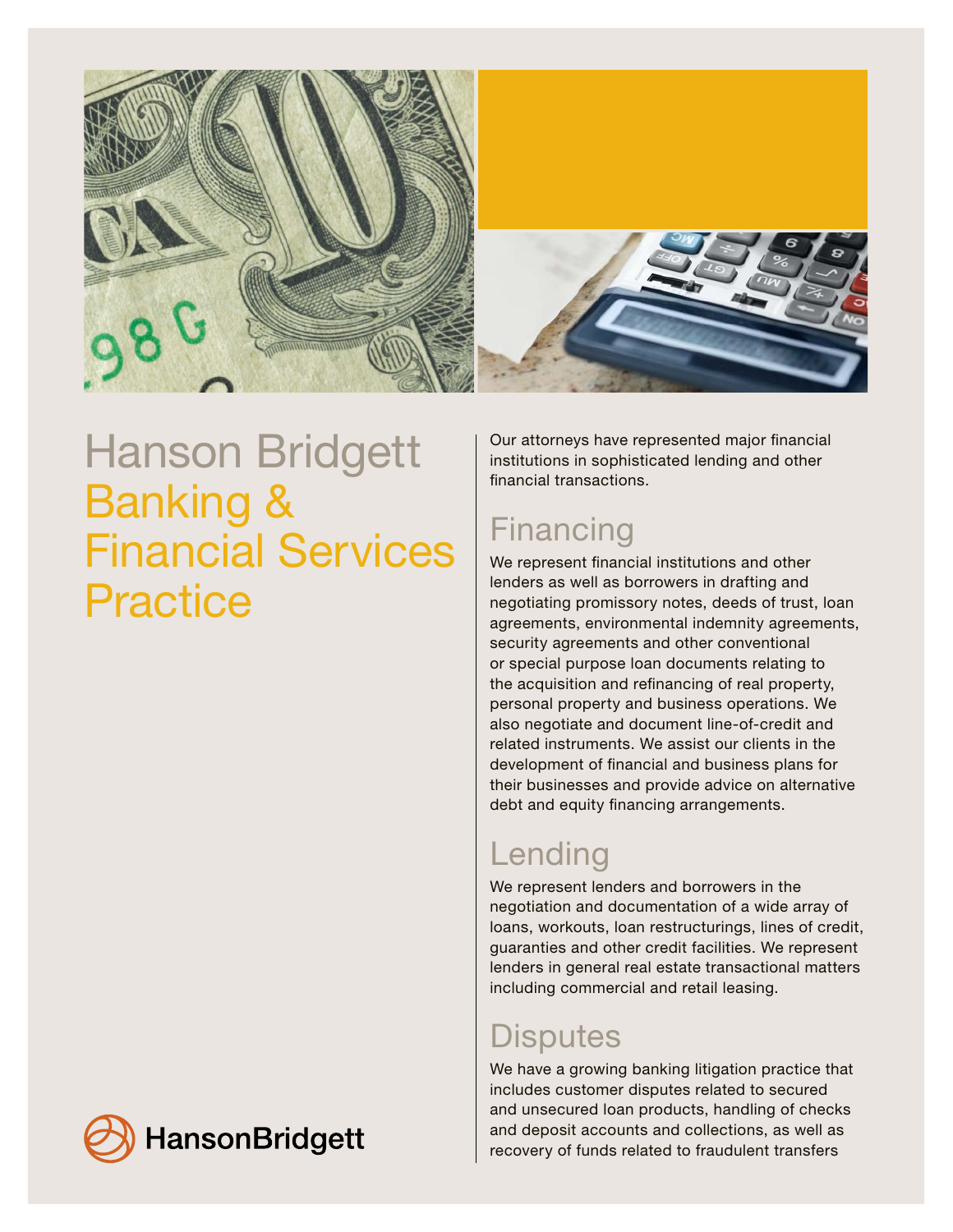# Hanson Bridgett Banking & Financial Services Practice

Our attorneys have represented major financial institutions in sophisticated lending and other financial transactions.

## Financing

We represent financial institutions and other lenders as well as borrowers in drafting and negotiating promissory notes, deeds of trust, loan agreements, environmental indemnity agreements, security agreements and other conventional or special purpose loan documents relating to the acquisition and refinancing of real property, personal property and business operations. We also negotiate and document line-of-credit and related instruments. We assist our clients in the development of financial and business plans for their businesses and provide advice on alternative debt and equity financing arrangements.

## Lending

We represent lenders and borrowers in the negotiation and documentation of a wide array of loans, workouts, loan restructurings, lines of credit, guaranties and other credit facilities. We represent lenders in general real estate transactional matters including commercial and retail leasing.

## Disputes

We have a growing banking litigation practice that includes customer disputes related to secured and unsecured loan products, handling of checks and deposit accounts and collections, as well as recovery of funds related to fraudulent transfers

HansonBridgett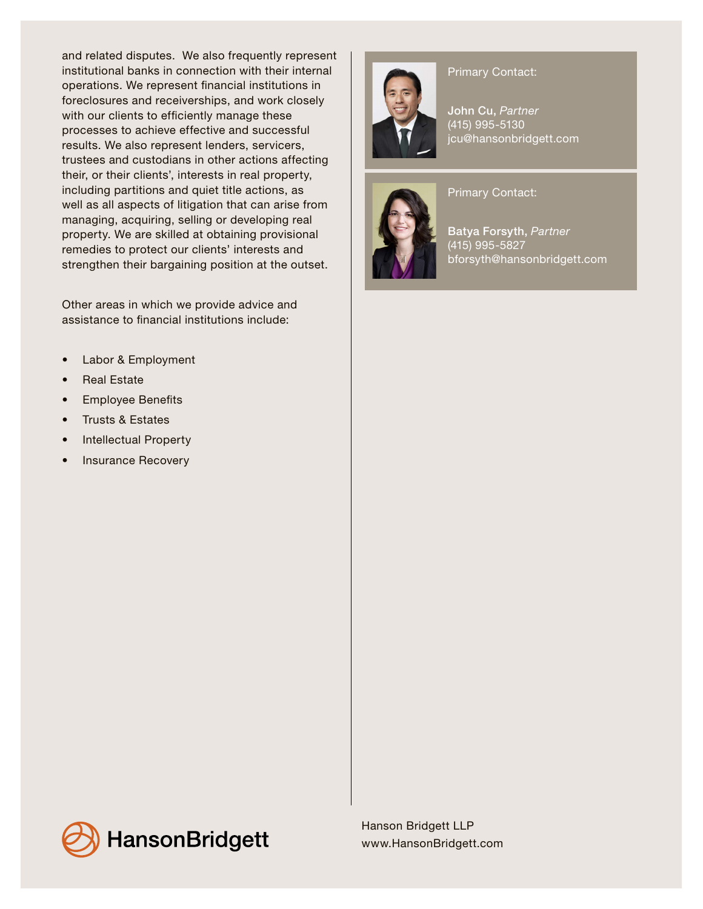and related disputes. We also frequently represent institutional banks in connection with their internal operations. We represent financial institutions in foreclosures and receiverships, and work closely with our clients to efficiently manage these processes to achieve effective and successful results. We also represent lenders, servicers, trustees and custodians in other actions affecting their, or their clients', interests in real property, including partitions and quiet title actions, as well as all aspects of litigation that can arise from managing, acquiring, selling or developing real property. We are skilled at obtaining provisional remedies to protect our clients' interests and strengthen their bargaining position at the outset.

Other areas in which we provide advice and assistance to financial institutions include:

- Labor & Employment
- Real Estate
- Employee Benefits
- Trusts & Estates
- Intellectual Property
- Insurance Recovery

Primary Contact:

**John Cu,** *Partner*
(415) 995-5130
jcu@hansonbridgett.com

Primary Contact:

**Batya Forsyth,** *Partner*
(415) 995-5827
bforsyth@hansonbridgett.com

HansonBridgett

Hanson Bridgett LLP
www.HansonBridgett.com